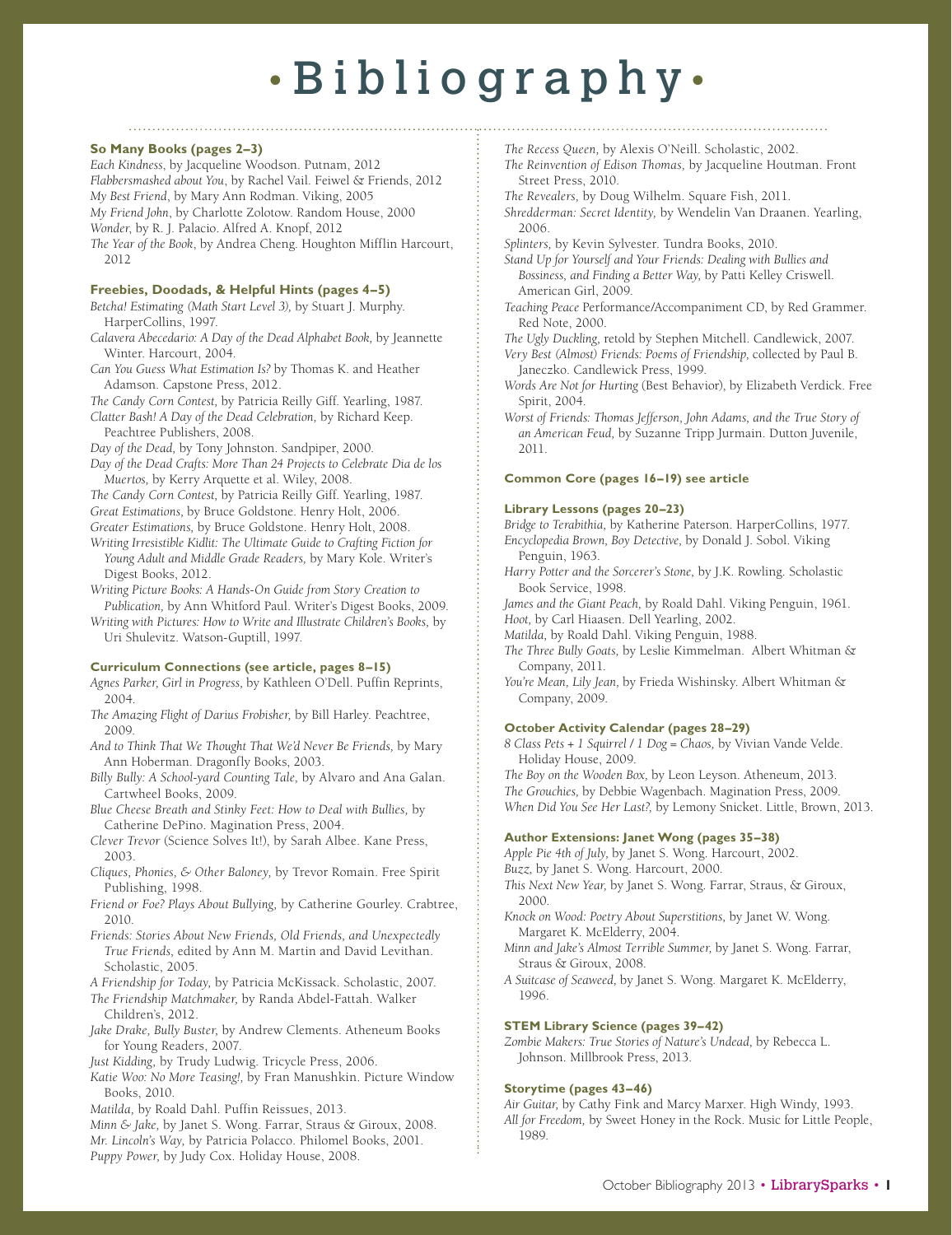# • Bibliography •

### So Many Books (pages 2–3)

*Each Kindness*, by Jacqueline Woodson. Putnam, 2012
*Flabbersmashed about You*, by Rachel Vail. Feiwel & Friends, 2012
*My Best Friend*, by Mary Ann Rodman. Viking, 2005
*My Friend John*, by Charlotte Zolotow. Random House, 2000
*Wonder*, by R. J. Palacio. Alfred A. Knopf, 2012
*The Year of the Book*, by Andrea Cheng. Houghton Mifflin Harcourt, 2012

### Freebies, Doodads, & Helpful Hints (pages 4–5)

*Betcha! Estimating (Math Start Level 3),* by Stuart J. Murphy. HarperCollins, 1997.
*Calavera Abecedario: A Day of the Dead Alphabet Book,* by Jeannette Winter. Harcourt, 2004.
*Can You Guess What Estimation Is?* by Thomas K. and Heather Adamson. Capstone Press, 2012.
*The Candy Corn Contest,* by Patricia Reilly Giff. Yearling, 1987.
*Clatter Bash! A Day of the Dead Celebration,* by Richard Keep. Peachtree Publishers, 2008.
*Day of the Dead,* by Tony Johnston. Sandpiper, 2000.
*Day of the Dead Crafts: More Than 24 Projects to Celebrate Dia de los Muertos,* by Kerry Arquette et al. Wiley, 2008.
*The Candy Corn Contest,* by Patricia Reilly Giff. Yearling, 1987.
*Great Estimations*, by Bruce Goldstone. Henry Holt, 2006.
*Greater Estimations,* by Bruce Goldstone. Henry Holt, 2008.
*Writing Irresistible Kidlit: The Ultimate Guide to Crafting Fiction for Young Adult and Middle Grade Readers,* by Mary Kole. Writer's Digest Books, 2012.
*Writing Picture Books: A Hands-On Guide from Story Creation to Publication,* by Ann Whitford Paul. Writer's Digest Books, 2009.
*Writing with Pictures: How to Write and Illustrate Children's Books,* by Uri Shulevitz. Watson-Guptill, 1997.

### Curriculum Connections (see article, pages 8–15)

*Agnes Parker, Girl in Progress*, by Kathleen O'Dell. Puffin Reprints, 2004.
*The Amazing Flight of Darius Frobisher,* by Bill Harley. Peachtree, 2009.
*And to Think That We Thought That We'd Never Be Friends,* by Mary Ann Hoberman. Dragonfly Books, 2003.
*Billy Bully: A School-yard Counting Tale,* by Alvaro and Ana Galan. Cartwheel Books, 2009.
*Blue Cheese Breath and Stinky Feet: How to Deal with Bullies,* by Catherine DePino. Magination Press, 2004.
*Clever Trevor* (Science Solves It!), by Sarah Albee. Kane Press, 2003.
*Cliques, Phonies, & Other Baloney,* by Trevor Romain. Free Spirit Publishing, 1998.
*Friend or Foe? Plays About Bullying,* by Catherine Gourley. Crabtree, 2010.
*Friends: Stories About New Friends, Old Friends, and Unexpectedly True Friends,* edited by Ann M. Martin and David Levithan. Scholastic, 2005.
*A Friendship for Today,* by Patricia McKissack. Scholastic, 2007.
*The Friendship Matchmaker,* by Randa Abdel-Fattah. Walker Children's, 2012.
*Jake Drake, Bully Buster,* by Andrew Clements. Atheneum Books for Young Readers, 2007.
*Just Kidding,* by Trudy Ludwig. Tricycle Press, 2006.
*Katie Woo: No More Teasing!,* by Fran Manushkin. Picture Window Books, 2010.
*Matilda,* by Roald Dahl. Puffin Reissues, 2013.
*Minn & Jake,* by Janet S. Wong. Farrar, Straus & Giroux, 2008.
*Mr. Lincoln's Way,* by Patricia Polacco. Philomel Books, 2001.
*Puppy Power,* by Judy Cox. Holiday House, 2008.
*The Recess Queen,* by Alexis O'Neill. Scholastic, 2002.
*The Reinvention of Edison Thomas,* by Jacqueline Houtman. Front Street Press, 2010.
*The Revealers,* by Doug Wilhelm. Square Fish, 2011.
*Shredderman: Secret Identity,* by Wendelin Van Draanen. Yearling, 2006.
*Splinters,* by Kevin Sylvester. Tundra Books, 2010.
*Stand Up for Yourself and Your Friends: Dealing with Bullies and Bossiness, and Finding a Better Way,* by Patti Kelley Criswell. American Girl, 2009.
*Teaching Peace* Performance/Accompaniment CD, by Red Grammer. Red Note, 2000.
*The Ugly Duckling,* retold by Stephen Mitchell. Candlewick, 2007.
*Very Best (Almost) Friends: Poems of Friendship,* collected by Paul B. Janeczko. Candlewick Press, 1999.
*Words Are Not for Hurting* (Best Behavior), by Elizabeth Verdick. Free Spirit, 2004.
*Worst of Friends: Thomas Jefferson, John Adams, and the True Story of an American Feud,* by Suzanne Tripp Jurmain. Dutton Juvenile, 2011.

### Common Core (pages 16–19) see article

### Library Lessons (pages 20–23)

*Bridge to Terabithia,* by Katherine Paterson. HarperCollins, 1977.
*Encyclopedia Brown, Boy Detective,* by Donald J. Sobol. Viking Penguin, 1963.
*Harry Potter and the Sorcerer's Stone,* by J.K. Rowling. Scholastic Book Service, 1998.
*James and the Giant Peach,* by Roald Dahl. Viking Penguin, 1961.
*Hoot,* by Carl Hiaasen. Dell Yearling, 2002.
*Matilda,* by Roald Dahl. Viking Penguin, 1988.
*The Three Bully Goats,* by Leslie Kimmelman. Albert Whitman & Company, 2011.
*You're Mean, Lily Jean,* by Frieda Wishinsky. Albert Whitman & Company, 2009.

### October Activity Calendar (pages 28–29)

*8 Class Pets + 1 Squirrel / 1 Dog = Chaos,* by Vivian Vande Velde. Holiday House, 2009.
*The Boy on the Wooden Box,* by Leon Leyson. Atheneum, 2013.
*The Grouchies,* by Debbie Wagenbach. Magination Press, 2009.
*When Did You See Her Last?,* by Lemony Snicket. Little, Brown, 2013.

### Author Extensions: Janet Wong (pages 35–38)

*Apple Pie 4th of July,* by Janet S. Wong. Harcourt, 2002.
*Buzz,* by Janet S. Wong. Harcourt, 2000.
*This Next New Year,* by Janet S. Wong. Farrar, Straus, & Giroux, 2000.
*Knock on Wood: Poetry About Superstitions*, by Janet W. Wong. Margaret K. McElderry, 2004.
*Minn and Jake's Almost Terrible Summer,* by Janet S. Wong. Farrar, Straus & Giroux, 2008.
*A Suitcase of Seaweed,* by Janet S. Wong. Margaret K. McElderry, 1996.

### STEM Library Science (pages 39–42)

*Zombie Makers: True Stories of Nature's Undead,* by Rebecca L. Johnson. Millbrook Press, 2013.

### Storytime (pages 43–46)

*Air Guitar,* by Cathy Fink and Marcy Marxer. High Windy, 1993.
*All for Freedom,* by Sweet Honey in the Rock. Music for Little People, 1989.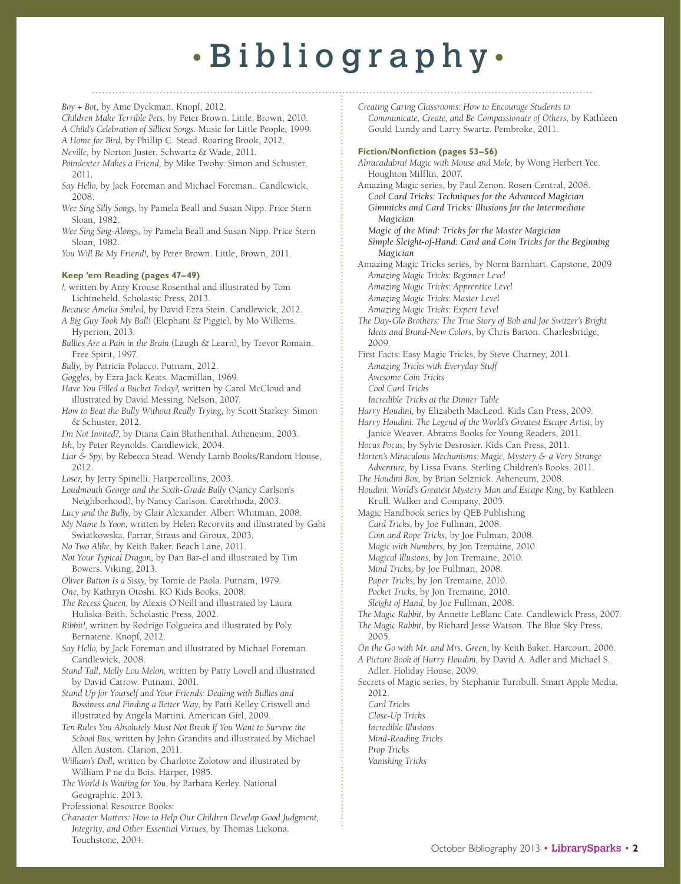# • Bibliography •

*Boy + Bot,* by Ame Dyckman. Knopf, 2012.

*Children Make Terrible Pets,* by Peter Brown. Little, Brown, 2010.

*A Child's Celebration of Silliest Songs.* Music for Little People, 1999.

*A Home for Bird,* by Phillip C. Stead. Roaring Brook, 2012.

*Neville,* by Norton Juster. Schwartz & Wade, 2011.

*Poindexter Makes a Friend,* by Mike Twohy. Simon and Schuster, 2011.

*Say Hello,* by Jack Foreman and Michael Foreman.. Candlewick, 2008.

*Wee Sing Silly Songs,* by Pamela Beall and Susan Nipp. Price Stern Sloan, 1982.

*Wee Sing Sing-Alongs,* by Pamela Beall and Susan Nipp. Price Stern Sloan, 1982.

*You Will Be My Friend!,* by Peter Brown. Little, Brown, 2011.

**Keep 'em Reading (pages 47–49)**

*!,* written by Amy Krouse Rosenthal and illustrated by Tom Lichtneheld. Scholastic Press, 2013.

*Because Amelia Smiled,* by David Ezra Stein. Candlewick, 2012.

*A Big Guy Took My Ball!* (Elephant & Piggie), by Mo Willems. Hyperion, 2013.

*Bullies Are a Pain in the Brain* (Laugh & Learn), by Trevor Romain. Free Spirit, 1997.

*Bully,* by Patricia Polacco. Putnam, 2012.

*Goggles,* by Ezra Jack Keats. Macmillan, 1969.

*Have You Filled a Bucket Today?,* written by Carol McCloud and illustrated by David Messing. Nelson, 2007.

*How to Beat the Bully Without Really Trying,* by Scott Starkey. Simon & Schuster, 2012.

*I'm Not Invited?,* by Diana Cain Bluthenthal. Atheneum, 2003.

*Ish,* by Peter Reynolds. Candlewick, 2004.

*Liar & Spy,* by Rebecca Stead. Wendy Lamb Books/Random House, 2012.

*Loser,* by Jerry Spinelli. Harpercollins, 2003.

*Loudmouth George and the Sixth-Grade Bully* (Nancy Carlson's Neighborhood), by Nancy Carlson. Carolrhoda, 2003.

*Lucy and the Bully,* by Clair Alexander. Albert Whitman, 2008.

*My Name Is Yoon,* written by Helen Recorvits and illustrated by Gabi Swiatkowska. Farrar, Straus and Giroux, 2003.

*No Two Alike,* by Keith Baker. Beach Lane, 2011.

*Not Your Typical Dragon,* by Dan Bar-el and illustrated by Tim Bowers. Viking, 2013.

*Oliver Button Is a Sissy,* by Tomie de Paola. Putnam, 1979.

*One,* by Kathryn Otoshi. KO Kids Books, 2008.

*The Recess Queen,* by Alexis O'Neill and illustrated by Laura Huliska-Beith. Scholastic Press, 2002.

*Ribbit!,* written by Rodrigo Folgueira and illustrated by Poly Bernatene. Knopf, 2012.

*Say Hello,* by Jack Foreman and illustrated by Michael Foreman. Candlewick, 2008.

*Stand Tall, Molly Lou Melon,* written by Patty Lovell and illustrated by David Catrow. Putnam, 2001.

*Stand Up for Yourself and Your Friends: Dealing with Bullies and Bossiness and Finding a Better Way,* by Patti Kelley Criswell and illustrated by Angela Martini. American Girl, 2009.

*Ten Rules You Absolutely Must Not Break If You Want to Survive the School Bus,* written by John Grandits and illustrated by Michael Allen Auston. Clarion, 2011.

*William's Doll,* written by Charlotte Zolotow and illustrated by William P ne du Bois. Harper, 1985.

*The World Is Waiting for You,* by Barbara Kerley. National Geographic. 2013.

Professional Resource Books:

*Character Matters: How to Help Our Children Develop Good Judgment, Integrity, and Other Essential Virtues,* by Thomas Lickona. Touchstone, 2004.

*Creating Caring Classrooms: How to Encourage Students to Communicate, Create, and Be Compassionate of Others,* by Kathleen Gould Lundy and Larry Swartz. Pembroke, 2011.

**Fiction/Nonfiction (pages 53–56)**

*Abracadabra! Magic with Mouse and Mole,* by Wong Herbert Yee. Houghton Mifflin, 2007.

Amazing Magic series, by Paul Zenon. Rosen Central, 2008.
- *Cool Card Tricks: Techniques for the Advanced Magician*
- *Gimmicks and Card Tricks: Illusions for the Intermediate Magician*
- *Magic of the Mind: Tricks for the Master Magician*
- *Simple Sleight-of-Hand: Card and Coin Tricks for the Beginning Magician*

Amazing Magic Tricks series, by Norm Barnhart. Capstone, 2009
- *Amazing Magic Tricks: Beginner Level*
- *Amazing Magic Tricks: Apprentice Level*
- *Amazing Magic Tricks: Master Level*
- *Amazing Magic Tricks: Expert Level*

*The Day-Glo Brothers: The True Story of Bob and Joe Switzer's Bright Ideas and Brand-New Colors,* by Chris Barton. Charlesbridge, 2009.

First Facts: Easy Magic Tricks, by Steve Charney, 2011.
- *Amazing Tricks with Everyday Stuff*
- *Awesome Coin Tricks*
- *Cool Card Tricks*
- *Incredible Tricks at the Dinner Table*

*Harry Houdini,* by Elizabeth MacLeod. Kids Can Press, 2009.

*Harry Houdini: The Legend of the World's Greatest Escape Artist,* by Janice Weaver. Abrams Books for Young Readers, 2011.

*Hocus Pocus,* by Sylvie Desrosier. Kids Can Press, 2011.

*Horten's Miraculous Mechanisms: Magic, Mystery & a Very Strange Adventure,* by Lissa Evans. Sterling Children's Books, 2011.

*The Houdini Box,* by Brian Selznick. Atheneum, 2008.

*Houdini: World's Greatest Mystery Man and Escape King,* by Kathleen Krull. Walker and Company, 2005.

Magic Handbook series by QEB Publishing
- *Card Tricks,* by Joe Fullman, 2008.
- *Coin and Rope Tricks,* by Joe Fulman, 2008.
- *Magic with Numbers,* by Jon Tremaine, 2010
- *Magical Illusions,* by Jon Tremaine, 2010.
- *Mind Tricks,* by Joe Fullman, 2008.
- *Paper Tricks,* by Jon Tremaine, 2010.
- *Pocket Tricks,* by Jon Tremaine, 2010.
- *Sleight of Hand,* by Joe Fullman, 2008.

*The Magic Rabbit,* by Annette LeBlanc Cate. Candlewick Press, 2007.

*The Magic Rabbit,* by Richard Jesse Watson. The Blue Sky Press, 2005.

*On the Go with Mr. and Mrs. Green,* by Keith Baker. Harcourt, 2006.

*A Picture Book of Harry Houdini,* by David A. Adler and Michael S. Adler. Holiday House, 2009.

Secrets of Magic series, by Stephanie Turnbull. Smart Apple Media, 2012.
- *Card Tricks*
- *Close-Up Tricks*
- *Incredible Illusions*
- *Mind-Reading Tricks*
- *Prop Tricks*
- *Vanishing Tricks*